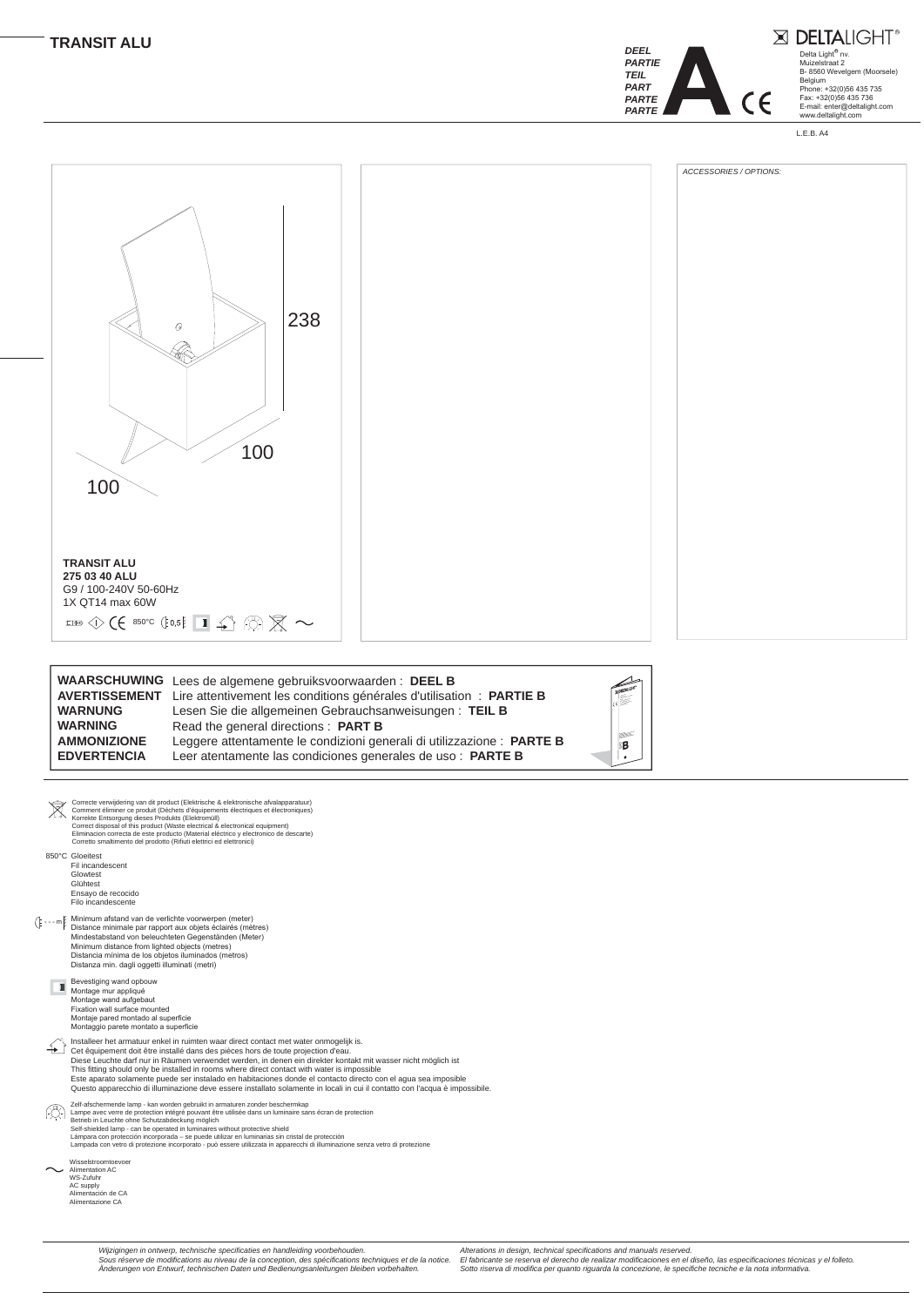# TRANSIT ALU

*DEEL*
*PARTIE*
*TEIL*
*PART*
*PARTE*
*PARTE*

**A**

DELTALIGHT®
Delta Light® nv.
Muizelstraat 2
B- 8560 Wevelgem (Moorsele)
Belgium
Phone: +32(0)56 435 735
Fax: +32(0)56 435 736
E-mail: enter@deltalight.com
www.deltalight.com

L.E.B. A4

238

100

100

**TRANSIT ALU**
**275 03 40 ALU**
G9 / 100-240V 50-60Hz
1X QT14 max 60W

850°C 0,5

*ACCESSORIES / OPTIONS:*

| | |
|---|---|
| **WAARSCHUWING** | Lees de algemene gebruiksvoorwaarden : **DEEL B** |
| **AVERTISSEMENT** | Lire attentivement les conditions générales d'utilisation : **PARTIE B** |
| **WARNUNG** | Lesen Sie die allgemeinen Gebrauchsanweisungen : **TEIL B** |
| **WARNING** | Read the general directions : **PART B** |
| **AMMONIZIONE** | Leggere attentamente le condizioni generali di utilizzazione : **PARTE B** |
| **EDVERTENCIA** | Leer atentamente las condiciones generales de uso : **PARTE B** |

Correcte verwijdering van dit product (Elektrische & elektronische afvalapparatuur)
Comment éliminer ce produit (Déchets d'équipements électriques et électroniques)
Korrekte Entsorgung dieses Produkts (Elektromüll)
Correct disposal of this product (Waste electrical & electronical equipment)
Eliminacion correcta de este producto (Material eléctrico y electronico de descarte)
Corretto smaltimento del prodotto (Rifiuti elettrici ed elettronici)

850°C Gloeitest
Fil incandescent
Glowtest
Glühtest
Ensayo de recocido
Filo incandescente

Minimum afstand van de verlichte voorwerpen (meter)
Distance minimale par rapport aux objets éclairés (mètres)
Mindestabstand von beleuchteten Gegenständen (Meter)
Minimum distance from lighted objects (metres)
Distancia mínima de los objetos iluminados (metros)
Distanza min. dagli oggetti illuminati (metri)

Bevestiging wand opbouw
Montage mur appliqué
Montage wand aufgebaut
Fixation wall surface mounted
Montaje pared montado al superficie
Montaggio parete montato a superficie

Installeer het armatuur enkel in ruimten waar direct contact met water onmogelijk is.
Cet équipement doit être installé dans des pièces hors de toute projection d'eau.
Diese Leuchte darf nur in Räumen verwendet werden, in denen ein direkter kontakt mit wasser nicht möglich ist
This fitting should only be installed in rooms where direct contact with water is impossible
Este aparato solamente puede ser instalado en habitaciones donde el contacto directo con el agua sea imposible
Questo apparecchio di illuminazione deve essere installato solamente in locali in cui il contatto con l'acqua è impossibile.

Zelf-afschermende lamp - kan worden gebruikt in armaturen zonder beschermkap
Lampe avec verre de protection intégré pouvant être utilisée dans un luminaire sans écran de protection
Betrieb in Leuchte ohne Schutzabdeckung möglich
Self-shielded lamp - can be operated in luminaires without protective shield
Lámpara con protección incorporada – se puede utilizar en luminarias sin cristal de protección
Lampada con vetro di protezione incorporato - può essere utilizzata in apparecchi di illuminazione senza vetro di protezione

Wisselstroomtoevoer
Alimentation AC
WS-Zufuhr
AC supply
Alimentación de CA
Alimentazione CA

*Wijzigingen in ontwerp, technische specificaties en handleiding voorbehouden.*
*Sous réserve de modifications au niveau de la conception, des spécifications techniques et de la notice.*
*Änderungen von Entwurf, technischen Daten und Bedienungsanleitungen bleiben vorbehalten.*
*Alterations in design, technical specifications and manuals reserved.*
*El fabricante se reserva el derecho de realizar modificaciones en el diseño, las especificaciones técnicas y el folleto.*
*Sotto riserva di modifica per quanto riguarda la concezione, le specifiche tecniche e la nota informativa.*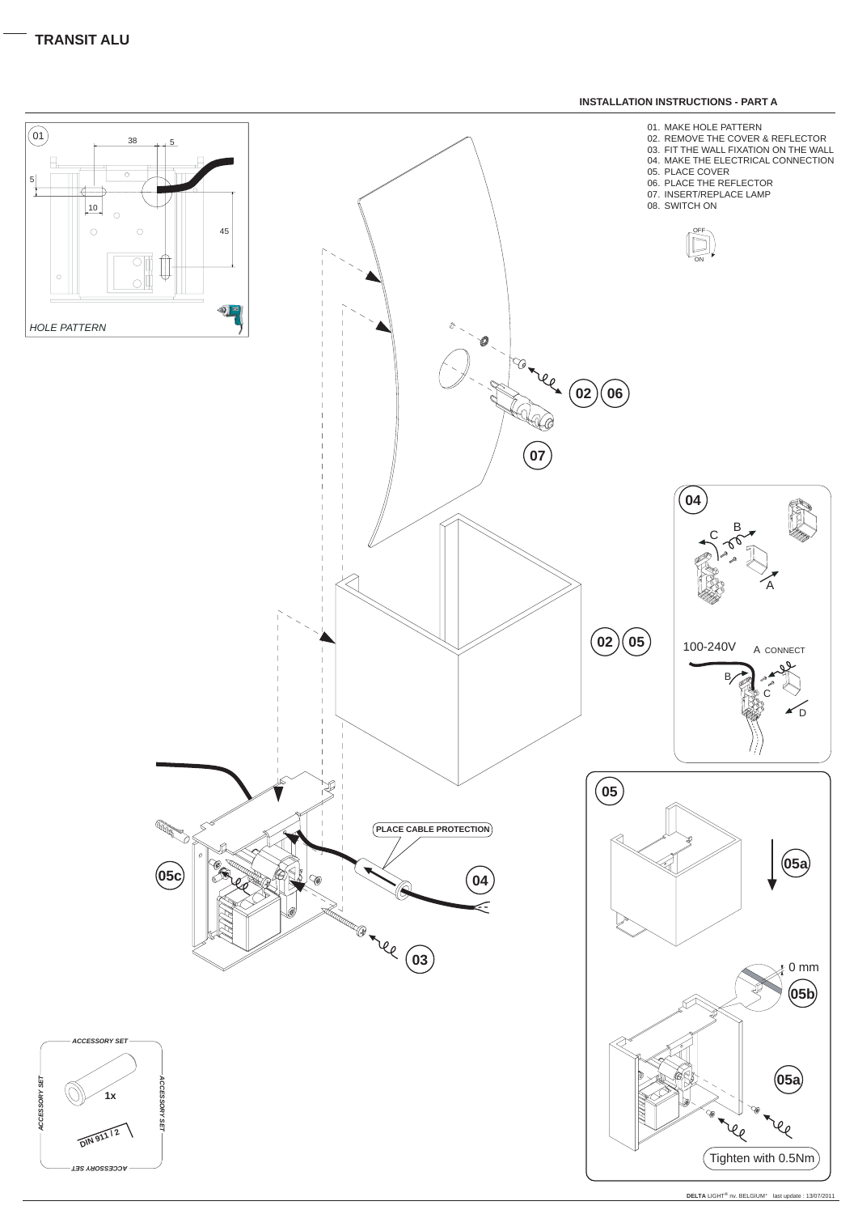# TRANSIT ALU

## INSTALLATION INSTRUCTIONS - PART A

01. MAKE HOLE PATTERN
02. REMOVE THE COVER & REFLECTOR
03. FIT THE WALL FIXATION ON THE WALL
04. MAKE THE ELECTRICAL CONNECTION
05. PLACE COVER
06. PLACE THE REFLECTOR
07. INSERT/REPLACE LAMP
08. SWITCH ON

OFF
ON

01

38
5
5
10
45

*HOLE PATTERN*

02 06

07

04

C B A

100-240V A CONNECT

B C D

02 05

05

05a

0 mm

05b

05a

Tighten with 0.5Nm

05c

PLACE CABLE PROTECTION

04

03

*ACCESSORY SET*

1x

DIN 911 / 2

**DELTA** LIGHT® nv. BELGIUM* last update : 13/07/2011